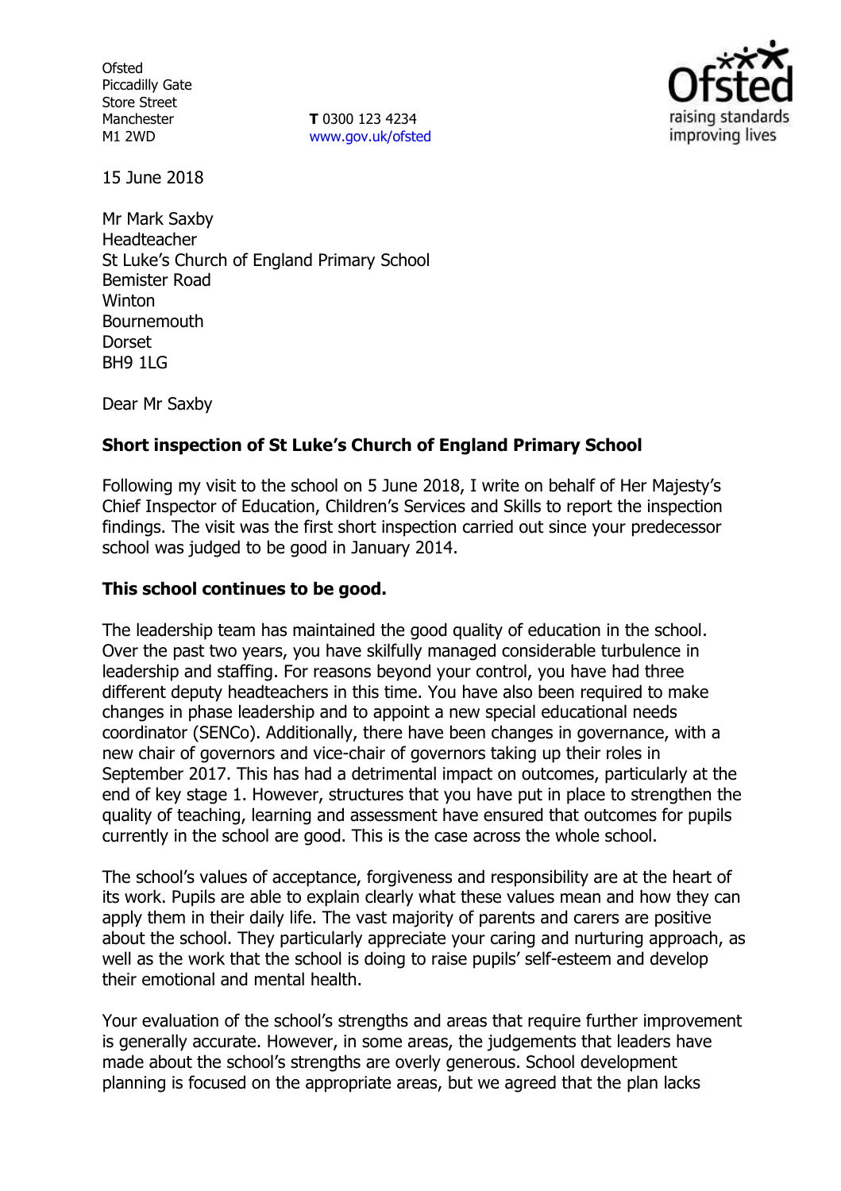Ofsted
Piccadilly Gate
Store Street
Manchester
M1 2WD

**T** 0300 123 4234
www.gov.uk/ofsted

15 June 2018

Mr Mark Saxby
Headteacher
St Luke's Church of England Primary School
Bemister Road
Winton
Bournemouth
Dorset
BH9 1LG

Dear Mr Saxby

**Short inspection of St Luke's Church of England Primary School**

Following my visit to the school on 5 June 2018, I write on behalf of Her Majesty's Chief Inspector of Education, Children's Services and Skills to report the inspection findings. The visit was the first short inspection carried out since your predecessor school was judged to be good in January 2014.

**This school continues to be good.**

The leadership team has maintained the good quality of education in the school. Over the past two years, you have skilfully managed considerable turbulence in leadership and staffing. For reasons beyond your control, you have had three different deputy headteachers in this time. You have also been required to make changes in phase leadership and to appoint a new special educational needs coordinator (SENCo). Additionally, there have been changes in governance, with a new chair of governors and vice-chair of governors taking up their roles in September 2017. This has had a detrimental impact on outcomes, particularly at the end of key stage 1. However, structures that you have put in place to strengthen the quality of teaching, learning and assessment have ensured that outcomes for pupils currently in the school are good. This is the case across the whole school.

The school's values of acceptance, forgiveness and responsibility are at the heart of its work. Pupils are able to explain clearly what these values mean and how they can apply them in their daily life. The vast majority of parents and carers are positive about the school. They particularly appreciate your caring and nurturing approach, as well as the work that the school is doing to raise pupils' self-esteem and develop their emotional and mental health.

Your evaluation of the school's strengths and areas that require further improvement is generally accurate. However, in some areas, the judgements that leaders have made about the school's strengths are overly generous. School development planning is focused on the appropriate areas, but we agreed that the plan lacks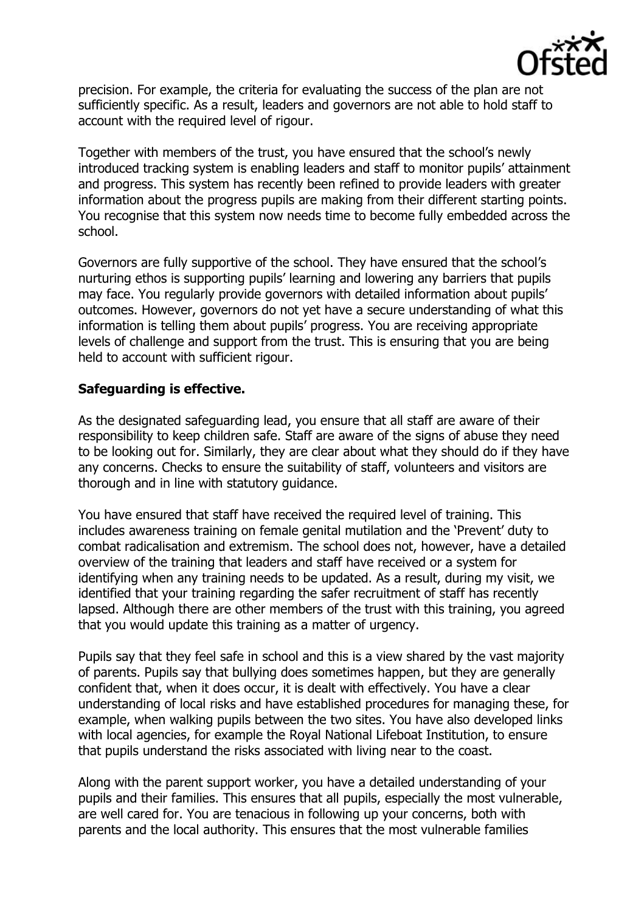precision. For example, the criteria for evaluating the success of the plan are not sufficiently specific. As a result, leaders and governors are not able to hold staff to account with the required level of rigour.

Together with members of the trust, you have ensured that the school's newly introduced tracking system is enabling leaders and staff to monitor pupils' attainment and progress. This system has recently been refined to provide leaders with greater information about the progress pupils are making from their different starting points. You recognise that this system now needs time to become fully embedded across the school.

Governors are fully supportive of the school. They have ensured that the school's nurturing ethos is supporting pupils' learning and lowering any barriers that pupils may face. You regularly provide governors with detailed information about pupils' outcomes. However, governors do not yet have a secure understanding of what this information is telling them about pupils' progress. You are receiving appropriate levels of challenge and support from the trust. This is ensuring that you are being held to account with sufficient rigour.

**Safeguarding is effective.**

As the designated safeguarding lead, you ensure that all staff are aware of their responsibility to keep children safe. Staff are aware of the signs of abuse they need to be looking out for. Similarly, they are clear about what they should do if they have any concerns. Checks to ensure the suitability of staff, volunteers and visitors are thorough and in line with statutory guidance.

You have ensured that staff have received the required level of training. This includes awareness training on female genital mutilation and the 'Prevent' duty to combat radicalisation and extremism. The school does not, however, have a detailed overview of the training that leaders and staff have received or a system for identifying when any training needs to be updated. As a result, during my visit, we identified that your training regarding the safer recruitment of staff has recently lapsed. Although there are other members of the trust with this training, you agreed that you would update this training as a matter of urgency.

Pupils say that they feel safe in school and this is a view shared by the vast majority of parents. Pupils say that bullying does sometimes happen, but they are generally confident that, when it does occur, it is dealt with effectively. You have a clear understanding of local risks and have established procedures for managing these, for example, when walking pupils between the two sites. You have also developed links with local agencies, for example the Royal National Lifeboat Institution, to ensure that pupils understand the risks associated with living near to the coast.

Along with the parent support worker, you have a detailed understanding of your pupils and their families. This ensures that all pupils, especially the most vulnerable, are well cared for. You are tenacious in following up your concerns, both with parents and the local authority. This ensures that the most vulnerable families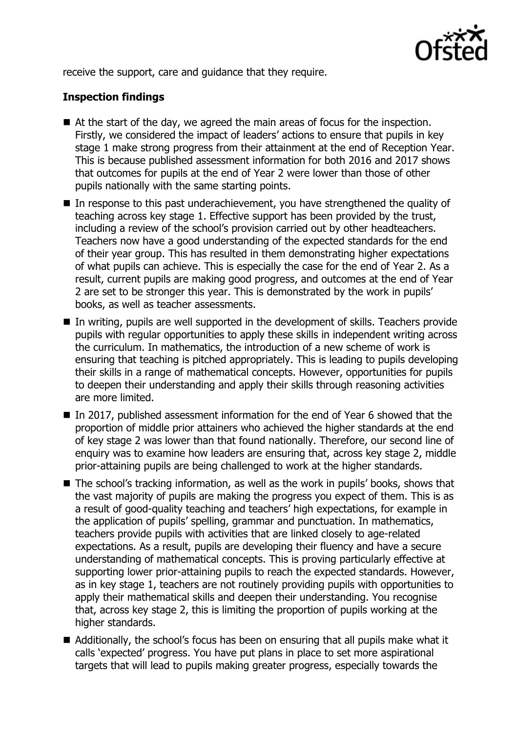receive the support, care and guidance that they require.

**Inspection findings**

- At the start of the day, we agreed the main areas of focus for the inspection. Firstly, we considered the impact of leaders' actions to ensure that pupils in key stage 1 make strong progress from their attainment at the end of Reception Year. This is because published assessment information for both 2016 and 2017 shows that outcomes for pupils at the end of Year 2 were lower than those of other pupils nationally with the same starting points.
- In response to this past underachievement, you have strengthened the quality of teaching across key stage 1. Effective support has been provided by the trust, including a review of the school's provision carried out by other headteachers. Teachers now have a good understanding of the expected standards for the end of their year group. This has resulted in them demonstrating higher expectations of what pupils can achieve. This is especially the case for the end of Year 2. As a result, current pupils are making good progress, and outcomes at the end of Year 2 are set to be stronger this year. This is demonstrated by the work in pupils' books, as well as teacher assessments.
- In writing, pupils are well supported in the development of skills. Teachers provide pupils with regular opportunities to apply these skills in independent writing across the curriculum. In mathematics, the introduction of a new scheme of work is ensuring that teaching is pitched appropriately. This is leading to pupils developing their skills in a range of mathematical concepts. However, opportunities for pupils to deepen their understanding and apply their skills through reasoning activities are more limited.
- In 2017, published assessment information for the end of Year 6 showed that the proportion of middle prior attainers who achieved the higher standards at the end of key stage 2 was lower than that found nationally. Therefore, our second line of enquiry was to examine how leaders are ensuring that, across key stage 2, middle prior-attaining pupils are being challenged to work at the higher standards.
- The school's tracking information, as well as the work in pupils' books, shows that the vast majority of pupils are making the progress you expect of them. This is as a result of good-quality teaching and teachers' high expectations, for example in the application of pupils' spelling, grammar and punctuation. In mathematics, teachers provide pupils with activities that are linked closely to age-related expectations. As a result, pupils are developing their fluency and have a secure understanding of mathematical concepts. This is proving particularly effective at supporting lower prior-attaining pupils to reach the expected standards. However, as in key stage 1, teachers are not routinely providing pupils with opportunities to apply their mathematical skills and deepen their understanding. You recognise that, across key stage 2, this is limiting the proportion of pupils working at the higher standards.
- Additionally, the school's focus has been on ensuring that all pupils make what it calls 'expected' progress. You have put plans in place to set more aspirational targets that will lead to pupils making greater progress, especially towards the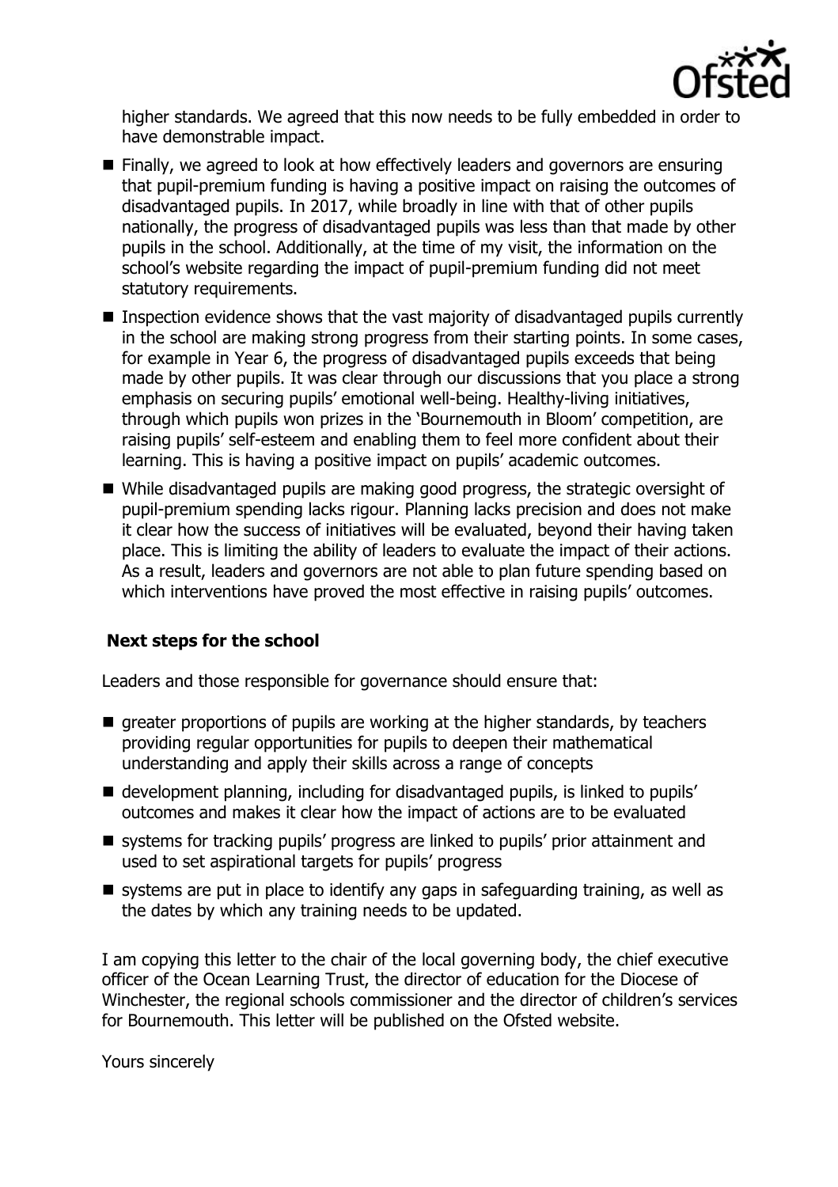higher standards. We agreed that this now needs to be fully embedded in order to have demonstrable impact.

- Finally, we agreed to look at how effectively leaders and governors are ensuring that pupil-premium funding is having a positive impact on raising the outcomes of disadvantaged pupils. In 2017, while broadly in line with that of other pupils nationally, the progress of disadvantaged pupils was less than that made by other pupils in the school. Additionally, at the time of my visit, the information on the school's website regarding the impact of pupil-premium funding did not meet statutory requirements.
- Inspection evidence shows that the vast majority of disadvantaged pupils currently in the school are making strong progress from their starting points. In some cases, for example in Year 6, the progress of disadvantaged pupils exceeds that being made by other pupils. It was clear through our discussions that you place a strong emphasis on securing pupils' emotional well-being. Healthy-living initiatives, through which pupils won prizes in the 'Bournemouth in Bloom' competition, are raising pupils' self-esteem and enabling them to feel more confident about their learning. This is having a positive impact on pupils' academic outcomes.
- While disadvantaged pupils are making good progress, the strategic oversight of pupil-premium spending lacks rigour. Planning lacks precision and does not make it clear how the success of initiatives will be evaluated, beyond their having taken place. This is limiting the ability of leaders to evaluate the impact of their actions. As a result, leaders and governors are not able to plan future spending based on which interventions have proved the most effective in raising pupils' outcomes.

## Next steps for the school

Leaders and those responsible for governance should ensure that:

- greater proportions of pupils are working at the higher standards, by teachers providing regular opportunities for pupils to deepen their mathematical understanding and apply their skills across a range of concepts
- development planning, including for disadvantaged pupils, is linked to pupils' outcomes and makes it clear how the impact of actions are to be evaluated
- systems for tracking pupils' progress are linked to pupils' prior attainment and used to set aspirational targets for pupils' progress
- systems are put in place to identify any gaps in safeguarding training, as well as the dates by which any training needs to be updated.

I am copying this letter to the chair of the local governing body, the chief executive officer of the Ocean Learning Trust, the director of education for the Diocese of Winchester, the regional schools commissioner and the director of children's services for Bournemouth. This letter will be published on the Ofsted website.

Yours sincerely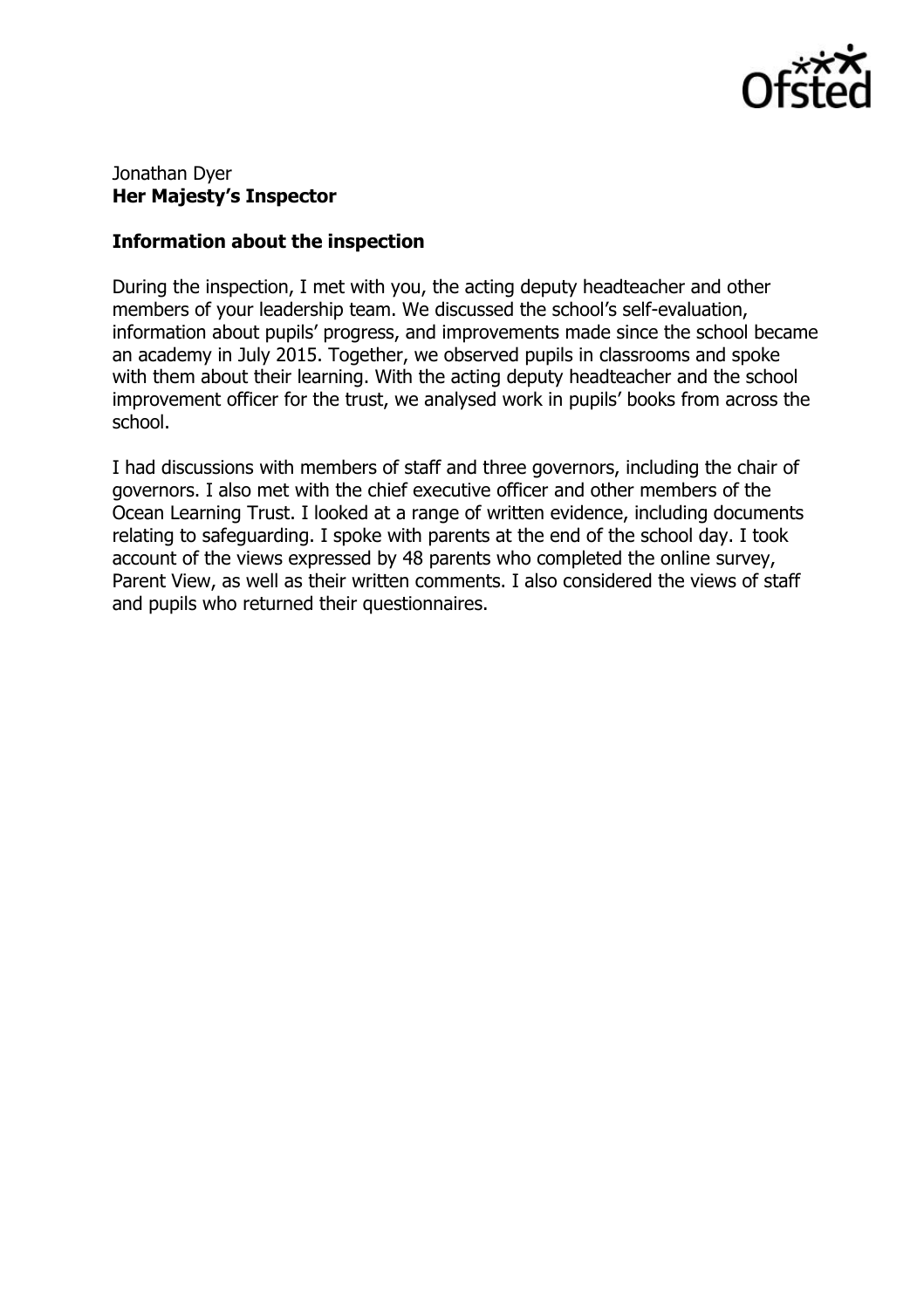Jonathan Dyer
**Her Majesty's Inspector**

**Information about the inspection**

During the inspection, I met with you, the acting deputy headteacher and other members of your leadership team. We discussed the school's self-evaluation, information about pupils' progress, and improvements made since the school became an academy in July 2015. Together, we observed pupils in classrooms and spoke with them about their learning. With the acting deputy headteacher and the school improvement officer for the trust, we analysed work in pupils' books from across the school.

I had discussions with members of staff and three governors, including the chair of governors. I also met with the chief executive officer and other members of the Ocean Learning Trust. I looked at a range of written evidence, including documents relating to safeguarding. I spoke with parents at the end of the school day. I took account of the views expressed by 48 parents who completed the online survey, Parent View, as well as their written comments. I also considered the views of staff and pupils who returned their questionnaires.